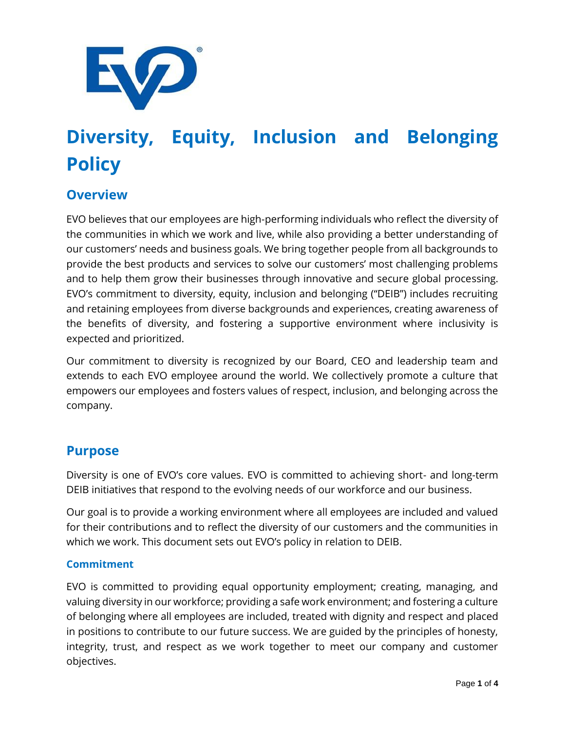# Diversity, Equity, Inclusion and Belonging Policy

## Overview

EVO believes that our employees are high-performing individuals who reflect the diversity of the communities in which we work and live, while also providing a better understanding of our customers' needs and business goals. We bring together people from all backgrounds to provide the best products and services to solve our customers' most challenging problems and to help them grow their businesses through innovative and secure global processing. EVO's commitment to diversity, equity, inclusion and belonging ("DEIB") includes recruiting and retaining employees from diverse backgrounds and experiences, creating awareness of the benefits of diversity, and fostering a supportive environment where inclusivity is expected and prioritized.

Our commitment to diversity is recognized by our Board, CEO and leadership team and extends to each EVO employee around the world. We collectively promote a culture that empowers our employees and fosters values of respect, inclusion, and belonging across the company.

## Purpose

Diversity is one of EVO's core values. EVO is committed to achieving short- and long-term DEIB initiatives that respond to the evolving needs of our workforce and our business.

Our goal is to provide a working environment where all employees are included and valued for their contributions and to reflect the diversity of our customers and the communities in which we work. This document sets out EVO's policy in relation to DEIB.

### Commitment

EVO is committed to providing equal opportunity employment; creating, managing, and valuing diversity in our workforce; providing a safe work environment; and fostering a culture of belonging where all employees are included, treated with dignity and respect and placed in positions to contribute to our future success. We are guided by the principles of honesty, integrity, trust, and respect as we work together to meet our company and customer objectives.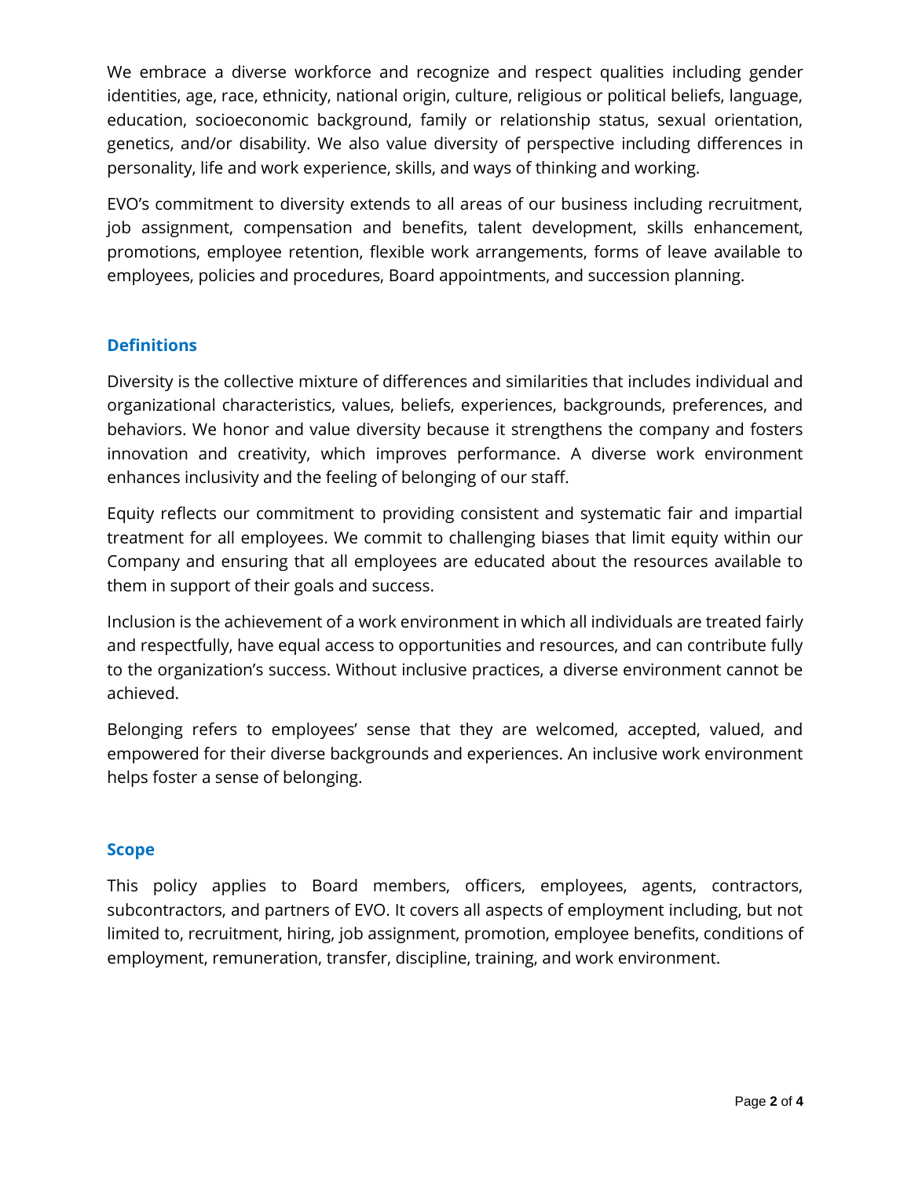We embrace a diverse workforce and recognize and respect qualities including gender identities, age, race, ethnicity, national origin, culture, religious or political beliefs, language, education, socioeconomic background, family or relationship status, sexual orientation, genetics, and/or disability. We also value diversity of perspective including differences in personality, life and work experience, skills, and ways of thinking and working.

EVO's commitment to diversity extends to all areas of our business including recruitment, job assignment, compensation and benefits, talent development, skills enhancement, promotions, employee retention, flexible work arrangements, forms of leave available to employees, policies and procedures, Board appointments, and succession planning.

## Definitions

Diversity is the collective mixture of differences and similarities that includes individual and organizational characteristics, values, beliefs, experiences, backgrounds, preferences, and behaviors. We honor and value diversity because it strengthens the company and fosters innovation and creativity, which improves performance. A diverse work environment enhances inclusivity and the feeling of belonging of our staff.

Equity reflects our commitment to providing consistent and systematic fair and impartial treatment for all employees. We commit to challenging biases that limit equity within our Company and ensuring that all employees are educated about the resources available to them in support of their goals and success.

Inclusion is the achievement of a work environment in which all individuals are treated fairly and respectfully, have equal access to opportunities and resources, and can contribute fully to the organization's success. Without inclusive practices, a diverse environment cannot be achieved.

Belonging refers to employees' sense that they are welcomed, accepted, valued, and empowered for their diverse backgrounds and experiences. An inclusive work environment helps foster a sense of belonging.

## Scope

This policy applies to Board members, officers, employees, agents, contractors, subcontractors, and partners of EVO. It covers all aspects of employment including, but not limited to, recruitment, hiring, job assignment, promotion, employee benefits, conditions of employment, remuneration, transfer, discipline, training, and work environment.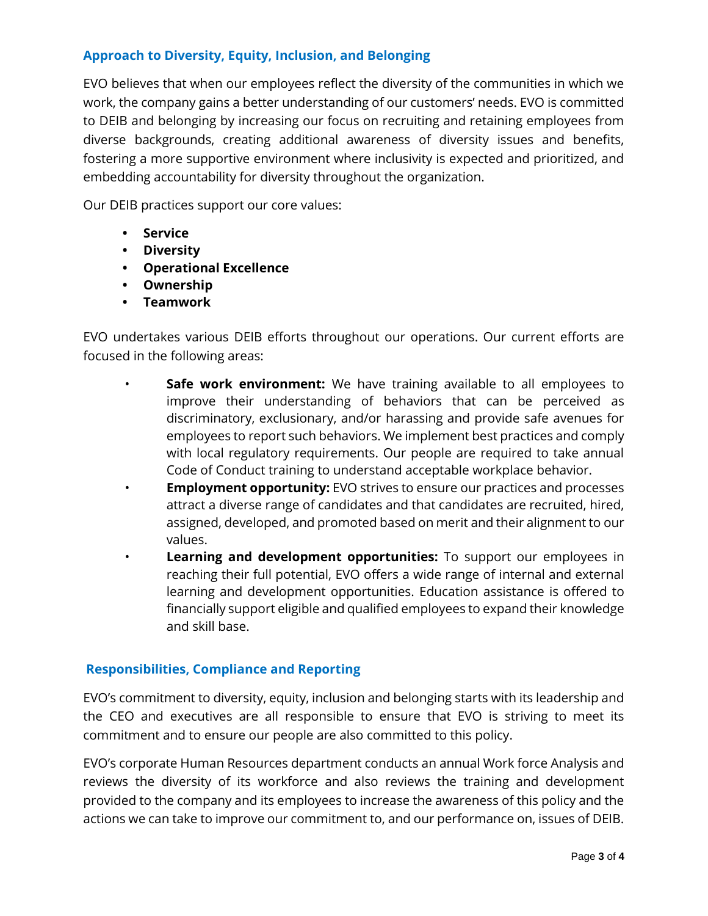## Approach to Diversity, Equity, Inclusion, and Belonging

EVO believes that when our employees reflect the diversity of the communities in which we work, the company gains a better understanding of our customers' needs. EVO is committed to DEIB and belonging by increasing our focus on recruiting and retaining employees from diverse backgrounds, creating additional awareness of diversity issues and benefits, fostering a more supportive environment where inclusivity is expected and prioritized, and embedding accountability for diversity throughout the organization.

Our DEIB practices support our core values:

- **Service**
- **Diversity**
- **Operational Excellence**
- **Ownership**
- **Teamwork**

EVO undertakes various DEIB efforts throughout our operations. Our current efforts are focused in the following areas:

- **Safe work environment:** We have training available to all employees to improve their understanding of behaviors that can be perceived as discriminatory, exclusionary, and/or harassing and provide safe avenues for employees to report such behaviors. We implement best practices and comply with local regulatory requirements. Our people are required to take annual Code of Conduct training to understand acceptable workplace behavior.
- **Employment opportunity:** EVO strives to ensure our practices and processes attract a diverse range of candidates and that candidates are recruited, hired, assigned, developed, and promoted based on merit and their alignment to our values.
- **Learning and development opportunities:** To support our employees in reaching their full potential, EVO offers a wide range of internal and external learning and development opportunities. Education assistance is offered to financially support eligible and qualified employees to expand their knowledge and skill base.

## Responsibilities, Compliance and Reporting

EVO's commitment to diversity, equity, inclusion and belonging starts with its leadership and the CEO and executives are all responsible to ensure that EVO is striving to meet its commitment and to ensure our people are also committed to this policy.

EVO's corporate Human Resources department conducts an annual Work force Analysis and reviews the diversity of its workforce and also reviews the training and development provided to the company and its employees to increase the awareness of this policy and the actions we can take to improve our commitment to, and our performance on, issues of DEIB.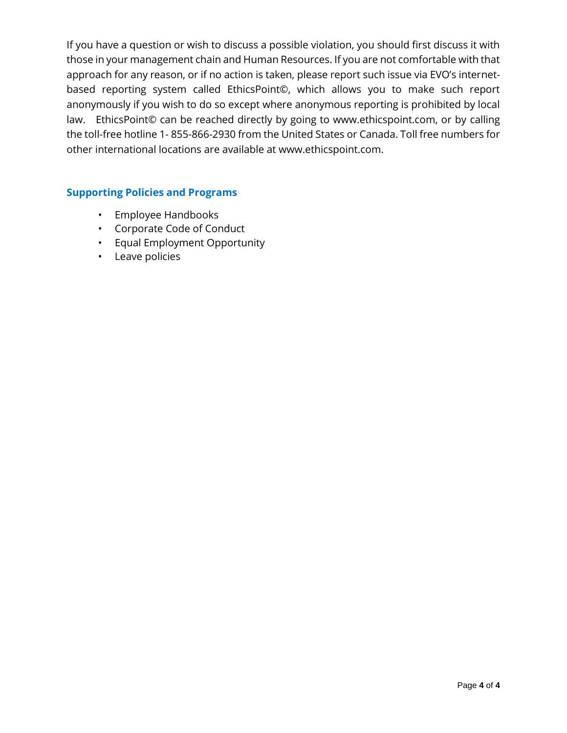If you have a question or wish to discuss a possible violation, you should first discuss it with those in your management chain and Human Resources. If you are not comfortable with that approach for any reason, or if no action is taken, please report such issue via EVO's internet-based reporting system called EthicsPoint©, which allows you to make such report anonymously if you wish to do so except where anonymous reporting is prohibited by local law. EthicsPoint© can be reached directly by going to www.ethicspoint.com, or by calling the toll-free hotline 1- 855-866-2930 from the United States or Canada. Toll free numbers for other international locations are available at www.ethicspoint.com.

## Supporting Policies and Programs

- Employee Handbooks
- Corporate Code of Conduct
- Equal Employment Opportunity
- Leave policies